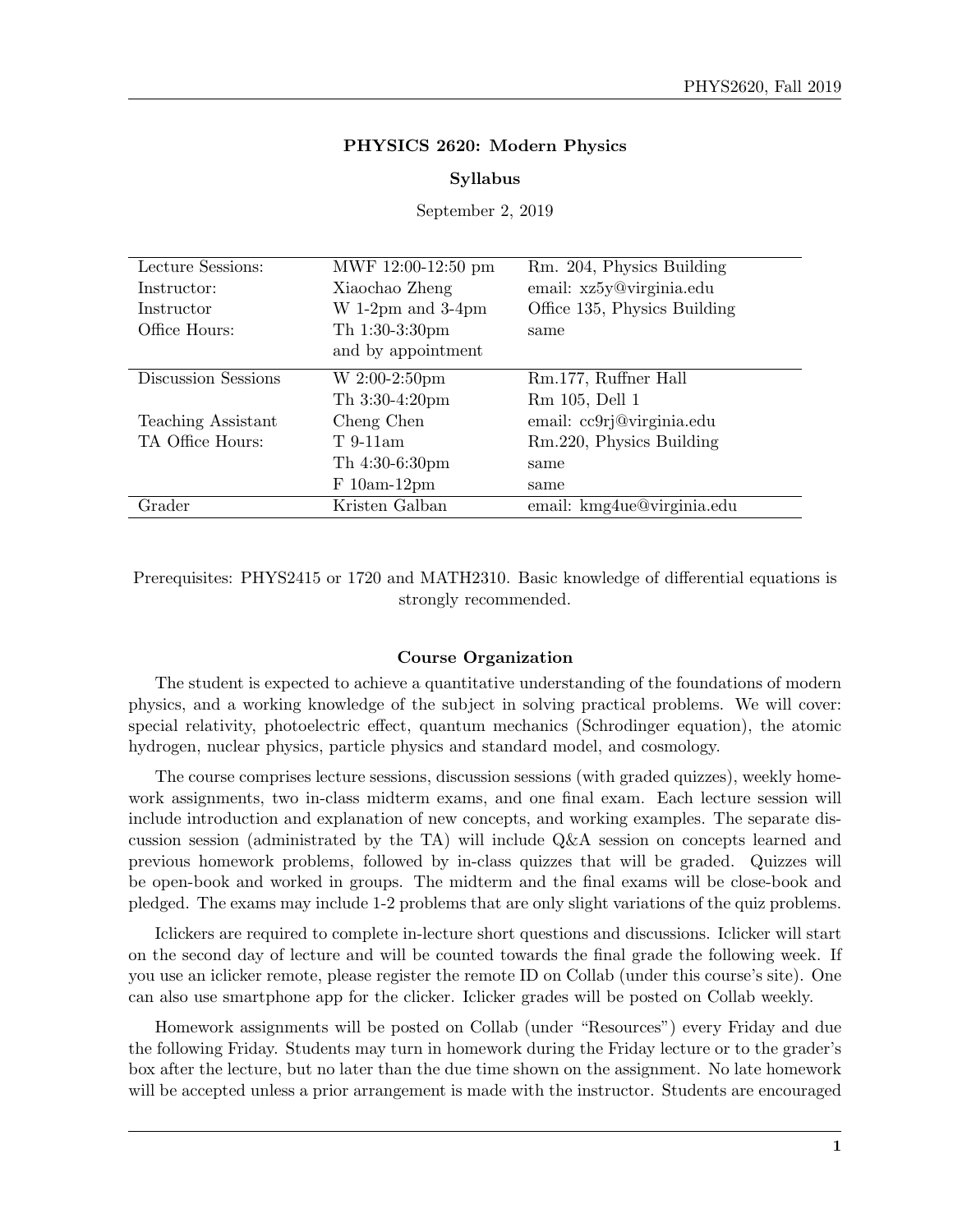**PHYSICS 2620: Modern Physics**

**Syllabus**

September 2, 2019

| | | |
|---|---|---|
| Lecture Sessions: | MWF 12:00-12:50 pm | Rm. 204, Physics Building |
| Instructor: | Xiaochao Zheng | email: xz5y@virginia.edu |
| Instructor | W 1-2pm and 3-4pm | Office 135, Physics Building |
| Office Hours: | Th 1:30-3:30pm | same |
| | and by appointment | |
| Discussion Sessions | W 2:00-2:50pm | Rm.177, Ruffner Hall |
| | Th 3:30-4:20pm | Rm 105, Dell 1 |
| Teaching Assistant | Cheng Chen | email: cc9rj@virginia.edu |
| TA Office Hours: | T 9-11am | Rm.220, Physics Building |
| | Th 4:30-6:30pm | same |
| | F 10am-12pm | same |
| Grader | Kristen Galban | email: kmg4ue@virginia.edu |

Prerequisites: PHYS2415 or 1720 and MATH2310. Basic knowledge of differential equations is strongly recommended.

## Course Organization

The student is expected to achieve a quantitative understanding of the foundations of modern physics, and a working knowledge of the subject in solving practical problems. We will cover: special relativity, photoelectric effect, quantum mechanics (Schrodinger equation), the atomic hydrogen, nuclear physics, particle physics and standard model, and cosmology.

The course comprises lecture sessions, discussion sessions (with graded quizzes), weekly homework assignments, two in-class midterm exams, and one final exam. Each lecture session will include introduction and explanation of new concepts, and working examples. The separate discussion session (administrated by the TA) will include Q&A session on concepts learned and previous homework problems, followed by in-class quizzes that will be graded. Quizzes will be open-book and worked in groups. The midterm and the final exams will be close-book and pledged. The exams may include 1-2 problems that are only slight variations of the quiz problems.

Iclickers are required to complete in-lecture short questions and discussions. Iclicker will start on the second day of lecture and will be counted towards the final grade the following week. If you use an iclicker remote, please register the remote ID on Collab (under this course's site). One can also use smartphone app for the clicker. Iclicker grades will be posted on Collab weekly.

Homework assignments will be posted on Collab (under "Resources") every Friday and due the following Friday. Students may turn in homework during the Friday lecture or to the grader's box after the lecture, but no later than the due time shown on the assignment. No late homework will be accepted unless a prior arrangement is made with the instructor. Students are encouraged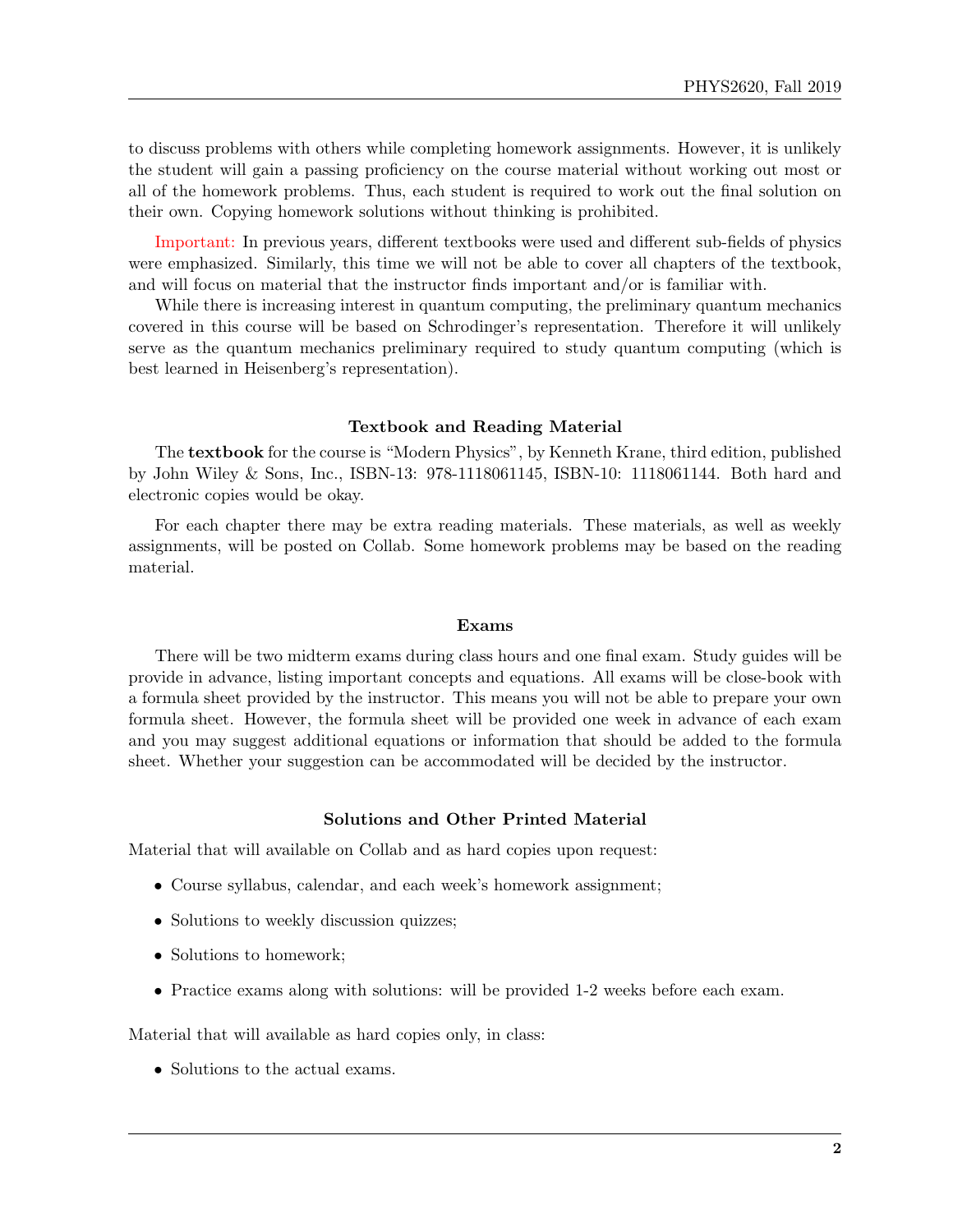to discuss problems with others while completing homework assignments. However, it is unlikely the student will gain a passing proficiency on the course material without working out most or all of the homework problems. Thus, each student is required to work out the final solution on their own. Copying homework solutions without thinking is prohibited.

Important: In previous years, different textbooks were used and different sub-fields of physics were emphasized. Similarly, this time we will not be able to cover all chapters of the textbook, and will focus on material that the instructor finds important and/or is familiar with.

While there is increasing interest in quantum computing, the preliminary quantum mechanics covered in this course will be based on Schrodinger's representation. Therefore it will unlikely serve as the quantum mechanics preliminary required to study quantum computing (which is best learned in Heisenberg's representation).

### Textbook and Reading Material

The **textbook** for the course is "Modern Physics", by Kenneth Krane, third edition, published by John Wiley & Sons, Inc., ISBN-13: 978-1118061145, ISBN-10: 1118061144. Both hard and electronic copies would be okay.

For each chapter there may be extra reading materials. These materials, as well as weekly assignments, will be posted on Collab. Some homework problems may be based on the reading material.

### Exams

There will be two midterm exams during class hours and one final exam. Study guides will be provide in advance, listing important concepts and equations. All exams will be close-book with a formula sheet provided by the instructor. This means you will not be able to prepare your own formula sheet. However, the formula sheet will be provided one week in advance of each exam and you may suggest additional equations or information that should be added to the formula sheet. Whether your suggestion can be accommodated will be decided by the instructor.

### Solutions and Other Printed Material

Material that will available on Collab and as hard copies upon request:

- Course syllabus, calendar, and each week's homework assignment;
- Solutions to weekly discussion quizzes;
- Solutions to homework;
- Practice exams along with solutions: will be provided 1-2 weeks before each exam.

Material that will available as hard copies only, in class:

- Solutions to the actual exams.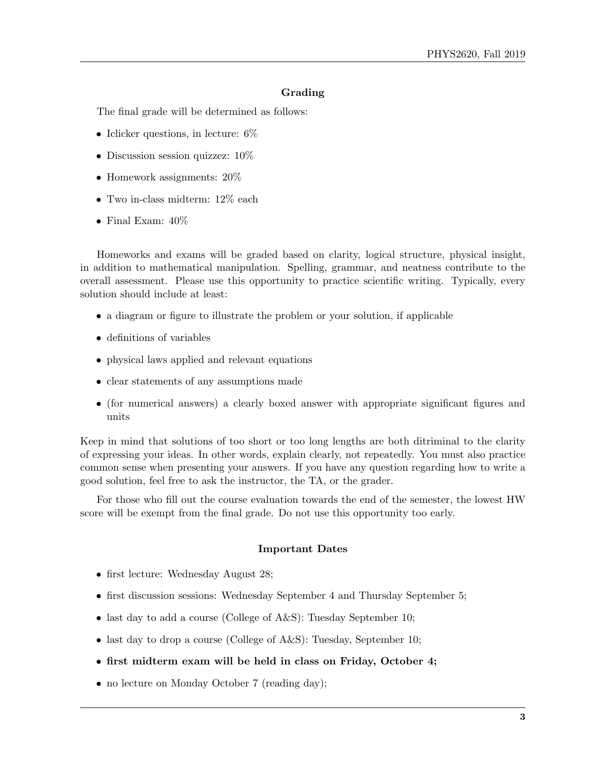## Grading

The final grade will be determined as follows:

- Iclicker questions, in lecture: 6%
- Discussion session quizzez: 10%
- Homework assignments: 20%
- Two in-class midterm: 12% each
- Final Exam: 40%

Homeworks and exams will be graded based on clarity, logical structure, physical insight, in addition to mathematical manipulation. Spelling, grammar, and neatness contribute to the overall assessment. Please use this opportunity to practice scientific writing. Typically, every solution should include at least:

- a diagram or figure to illustrate the problem or your solution, if applicable
- definitions of variables
- physical laws applied and relevant equations
- clear statements of any assumptions made
- (for numerical answers) a clearly boxed answer with appropriate significant figures and units

Keep in mind that solutions of too short or too long lengths are both ditriminal to the clarity of expressing your ideas. In other words, explain clearly, not repeatedly. You must also practice common sense when presenting your answers. If you have any question regarding how to write a good solution, feel free to ask the instructor, the TA, or the grader.

For those who fill out the course evaluation towards the end of the semester, the lowest HW score will be exempt from the final grade. Do not use this opportunity too early.

## Important Dates

- first lecture: Wednesday August 28;
- first discussion sessions: Wednesday September 4 and Thursday September 5;
- last day to add a course (College of A&S): Tuesday September 10;
- last day to drop a course (College of A&S): Tuesday, September 10;
- **first midterm exam will be held in class on Friday, October 4;**
- no lecture on Monday October 7 (reading day);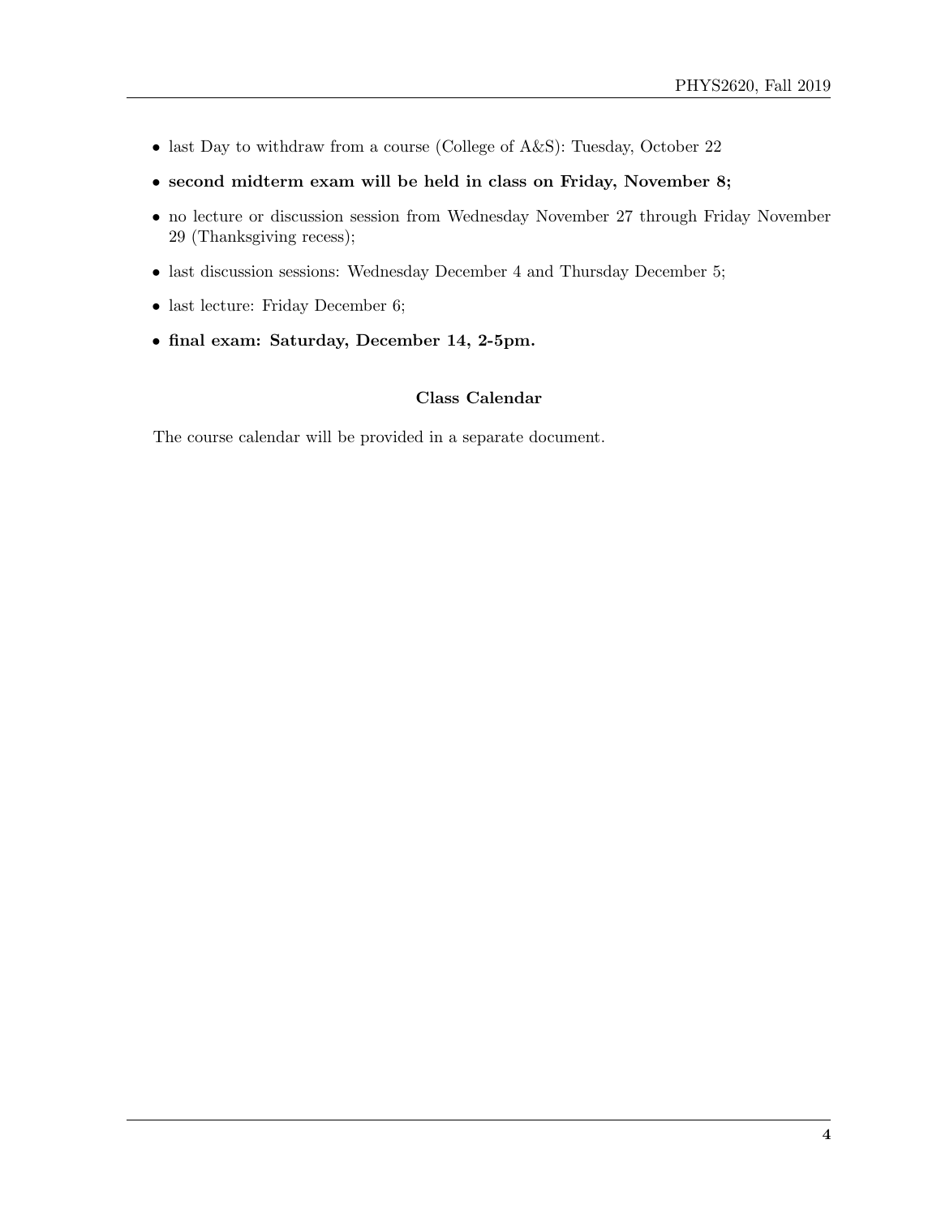- last Day to withdraw from a course (College of A&S): Tuesday, October 22
- **second midterm exam will be held in class on Friday, November 8;**
- no lecture or discussion session from Wednesday November 27 through Friday November 29 (Thanksgiving recess);
- last discussion sessions: Wednesday December 4 and Thursday December 5;
- last lecture: Friday December 6;
- **final exam: Saturday, December 14, 2-5pm.**

**Class Calendar**

The course calendar will be provided in a separate document.